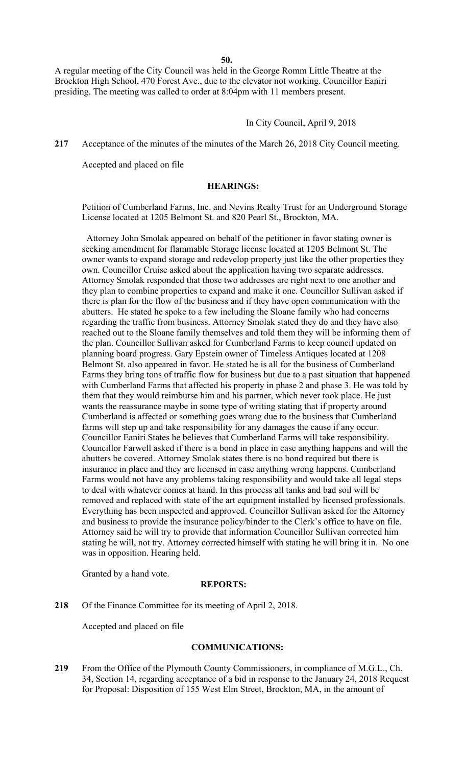A regular meeting of the City Council was held in the George Romm Little Theatre at the Brockton High School, 470 Forest Ave., due to the elevator not working. Councillor Eaniri presiding. The meeting was called to order at 8:04pm with 11 members present.

In City Council, April 9, 2018

**217** Acceptance of the minutes of the minutes of the March 26, 2018 City Council meeting.

Accepted and placed on file

## HEARINGS:

Petition of Cumberland Farms, Inc. and Nevins Realty Trust for an Underground Storage License located at 1205 Belmont St. and 820 Pearl St., Brockton, MA.

Attorney John Smolak appeared on behalf of the petitioner in favor stating owner is seeking amendment for flammable Storage license located at 1205 Belmont St. The owner wants to expand storage and redevelop property just like the other properties they own. Councillor Cruise asked about the application having two separate addresses. Attorney Smolak responded that those two addresses are right next to one another and they plan to combine properties to expand and make it one. Councillor Sullivan asked if there is plan for the flow of the business and if they have open communication with the abutters. He stated he spoke to a few including the Sloane family who had concerns regarding the traffic from business. Attorney Smolak stated they do and they have also reached out to the Sloane family themselves and told them they will be informing them of the plan. Councillor Sullivan asked for Cumberland Farms to keep council updated on planning board progress. Gary Epstein owner of Timeless Antiques located at 1208 Belmont St. also appeared in favor. He stated he is all for the business of Cumberland Farms they bring tons of traffic flow for business but due to a past situation that happened with Cumberland Farms that affected his property in phase 2 and phase 3. He was told by them that they would reimburse him and his partner, which never took place. He just wants the reassurance maybe in some type of writing stating that if property around Cumberland is affected or something goes wrong due to the business that Cumberland farms will step up and take responsibility for any damages the cause if any occur. Councillor Eaniri States he believes that Cumberland Farms will take responsibility. Councillor Farwell asked if there is a bond in place in case anything happens and will the abutters be covered. Attorney Smolak states there is no bond required but there is insurance in place and they are licensed in case anything wrong happens. Cumberland Farms would not have any problems taking responsibility and would take all legal steps to deal with whatever comes at hand. In this process all tanks and bad soil will be removed and replaced with state of the art equipment installed by licensed professionals. Everything has been inspected and approved. Councillor Sullivan asked for the Attorney and business to provide the insurance policy/binder to the Clerk's office to have on file. Attorney said he will try to provide that information Councillor Sullivan corrected him stating he will, not try. Attorney corrected himself with stating he will bring it in. No one was in opposition. Hearing held.

Granted by a hand vote.

## REPORTS:

**218** Of the Finance Committee for its meeting of April 2, 2018.

Accepted and placed on file

## COMMUNICATIONS:

**219** From the Office of the Plymouth County Commissioners, in compliance of M.G.L., Ch. 34, Section 14, regarding acceptance of a bid in response to the January 24, 2018 Request for Proposal: Disposition of 155 West Elm Street, Brockton, MA, in the amount of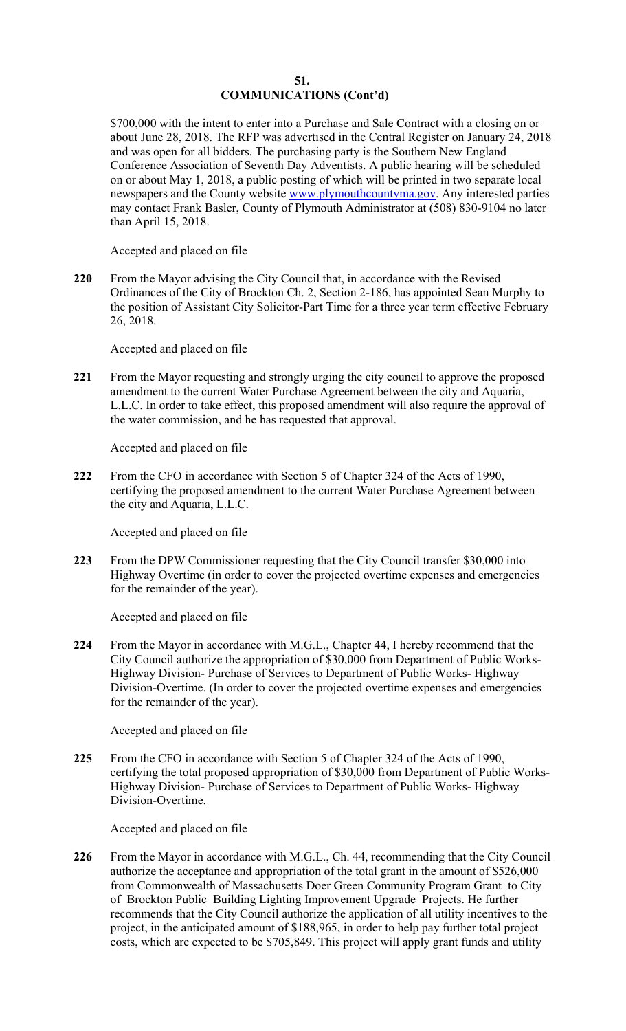## COMMUNICATIONS (Cont'd)

$700,000 with the intent to enter into a Purchase and Sale Contract with a closing on or about June 28, 2018. The RFP was advertised in the Central Register on January 24, 2018 and was open for all bidders. The purchasing party is the Southern New England Conference Association of Seventh Day Adventists. A public hearing will be scheduled on or about May 1, 2018, a public posting of which will be printed in two separate local newspapers and the County website www.plymouthcountyma.gov. Any interested parties may contact Frank Basler, County of Plymouth Administrator at (508) 830-9104 no later than April 15, 2018.

Accepted and placed on file

**220** From the Mayor advising the City Council that, in accordance with the Revised Ordinances of the City of Brockton Ch. 2, Section 2-186, has appointed Sean Murphy to the position of Assistant City Solicitor-Part Time for a three year term effective February 26, 2018.

Accepted and placed on file

**221** From the Mayor requesting and strongly urging the city council to approve the proposed amendment to the current Water Purchase Agreement between the city and Aquaria, L.L.C. In order to take effect, this proposed amendment will also require the approval of the water commission, and he has requested that approval.

Accepted and placed on file

**222** From the CFO in accordance with Section 5 of Chapter 324 of the Acts of 1990, certifying the proposed amendment to the current Water Purchase Agreement between the city and Aquaria, L.L.C.

Accepted and placed on file

**223** From the DPW Commissioner requesting that the City Council transfer $30,000 into Highway Overtime (in order to cover the projected overtime expenses and emergencies for the remainder of the year).

Accepted and placed on file

**224** From the Mayor in accordance with M.G.L., Chapter 44, I hereby recommend that the City Council authorize the appropriation of $30,000 from Department of Public Works-Highway Division- Purchase of Services to Department of Public Works- Highway Division-Overtime. (In order to cover the projected overtime expenses and emergencies for the remainder of the year).

Accepted and placed on file

**225** From the CFO in accordance with Section 5 of Chapter 324 of the Acts of 1990, certifying the total proposed appropriation of $30,000 from Department of Public Works-Highway Division- Purchase of Services to Department of Public Works- Highway Division-Overtime.

Accepted and placed on file

**226** From the Mayor in accordance with M.G.L., Ch. 44, recommending that the City Council authorize the acceptance and appropriation of the total grant in the amount of $526,000 from Commonwealth of Massachusetts Doer Green Community Program Grant to City of Brockton Public Building Lighting Improvement Upgrade Projects. He further recommends that the City Council authorize the application of all utility incentives to the project, in the anticipated amount of $188,965, in order to help pay further total project costs, which are expected to be $705,849. This project will apply grant funds and utility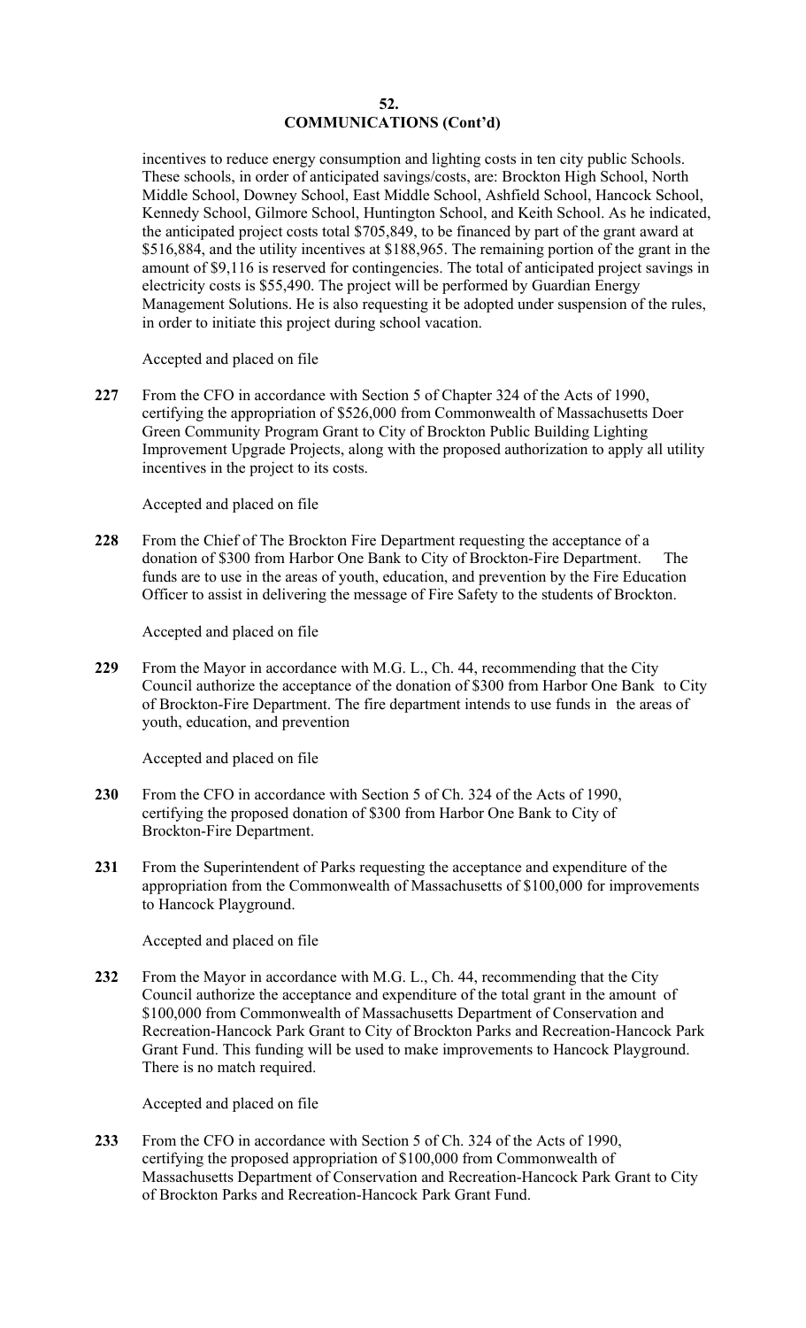**COMMUNICATIONS (Cont'd)**

incentives to reduce energy consumption and lighting costs in ten city public Schools. These schools, in order of anticipated savings/costs, are: Brockton High School, North Middle School, Downey School, East Middle School, Ashfield School, Hancock School, Kennedy School, Gilmore School, Huntington School, and Keith School. As he indicated, the anticipated project costs total $705,849, to be financed by part of the grant award at $516,884, and the utility incentives at $188,965. The remaining portion of the grant in the amount of $9,116 is reserved for contingencies. The total of anticipated project savings in electricity costs is $55,490. The project will be performed by Guardian Energy Management Solutions. He is also requesting it be adopted under suspension of the rules, in order to initiate this project during school vacation.

Accepted and placed on file

**227** From the CFO in accordance with Section 5 of Chapter 324 of the Acts of 1990, certifying the appropriation of $526,000 from Commonwealth of Massachusetts Doer Green Community Program Grant to City of Brockton Public Building Lighting Improvement Upgrade Projects, along with the proposed authorization to apply all utility incentives in the project to its costs.

Accepted and placed on file

**228** From the Chief of The Brockton Fire Department requesting the acceptance of a donation of $300 from Harbor One Bank to City of Brockton-Fire Department. The funds are to use in the areas of youth, education, and prevention by the Fire Education Officer to assist in delivering the message of Fire Safety to the students of Brockton.

Accepted and placed on file

**229** From the Mayor in accordance with M.G. L., Ch. 44, recommending that the City Council authorize the acceptance of the donation of $300 from Harbor One Bank to City of Brockton-Fire Department. The fire department intends to use funds in the areas of youth, education, and prevention

Accepted and placed on file

**230** From the CFO in accordance with Section 5 of Ch. 324 of the Acts of 1990, certifying the proposed donation of $300 from Harbor One Bank to City of Brockton-Fire Department.

**231** From the Superintendent of Parks requesting the acceptance and expenditure of the appropriation from the Commonwealth of Massachusetts of $100,000 for improvements to Hancock Playground.

Accepted and placed on file

**232** From the Mayor in accordance with M.G. L., Ch. 44, recommending that the City Council authorize the acceptance and expenditure of the total grant in the amount of $100,000 from Commonwealth of Massachusetts Department of Conservation and Recreation-Hancock Park Grant to City of Brockton Parks and Recreation-Hancock Park Grant Fund. This funding will be used to make improvements to Hancock Playground. There is no match required.

Accepted and placed on file

**233** From the CFO in accordance with Section 5 of Ch. 324 of the Acts of 1990, certifying the proposed appropriation of $100,000 from Commonwealth of Massachusetts Department of Conservation and Recreation-Hancock Park Grant to City of Brockton Parks and Recreation-Hancock Park Grant Fund.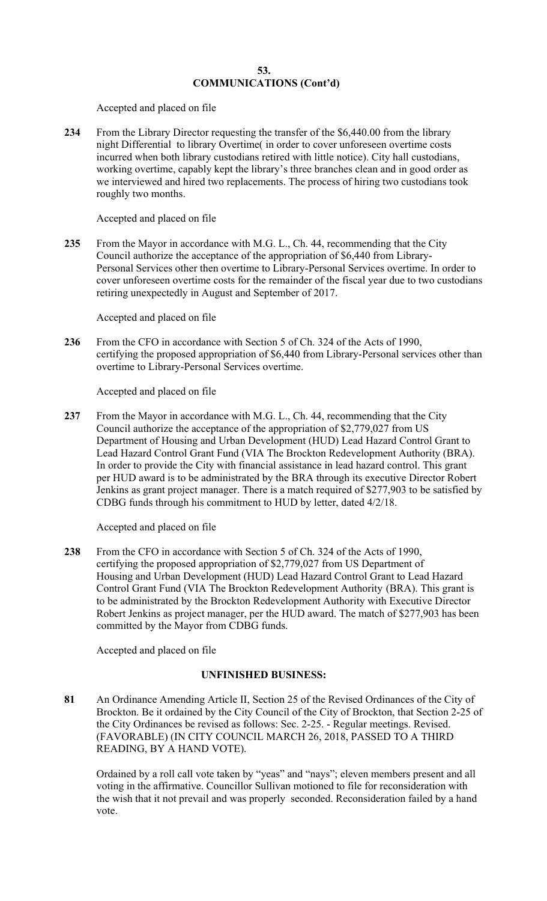## 53.
## COMMUNICATIONS (Cont'd)

Accepted and placed on file

**234** From the Library Director requesting the transfer of the $6,440.00 from the library night Differential to library Overtime( in order to cover unforeseen overtime costs incurred when both library custodians retired with little notice). City hall custodians, working overtime, capably kept the library's three branches clean and in good order as we interviewed and hired two replacements. The process of hiring two custodians took roughly two months.

Accepted and placed on file

**235** From the Mayor in accordance with M.G. L., Ch. 44, recommending that the City Council authorize the acceptance of the appropriation of $6,440 from Library-Personal Services other then overtime to Library-Personal Services overtime. In order to cover unforeseen overtime costs for the remainder of the fiscal year due to two custodians retiring unexpectedly in August and September of 2017.

Accepted and placed on file

**236** From the CFO in accordance with Section 5 of Ch. 324 of the Acts of 1990, certifying the proposed appropriation of $6,440 from Library-Personal services other than overtime to Library-Personal Services overtime.

Accepted and placed on file

**237** From the Mayor in accordance with M.G. L., Ch. 44, recommending that the City Council authorize the acceptance of the appropriation of $2,779,027 from US Department of Housing and Urban Development (HUD) Lead Hazard Control Grant to Lead Hazard Control Grant Fund (VIA The Brockton Redevelopment Authority (BRA). In order to provide the City with financial assistance in lead hazard control. This grant per HUD award is to be administrated by the BRA through its executive Director Robert Jenkins as grant project manager. There is a match required of $277,903 to be satisfied by CDBG funds through his commitment to HUD by letter, dated 4/2/18.

Accepted and placed on file

**238** From the CFO in accordance with Section 5 of Ch. 324 of the Acts of 1990, certifying the proposed appropriation of $2,779,027 from US Department of Housing and Urban Development (HUD) Lead Hazard Control Grant to Lead Hazard Control Grant Fund (VIA The Brockton Redevelopment Authority (BRA). This grant is to be administrated by the Brockton Redevelopment Authority with Executive Director Robert Jenkins as project manager, per the HUD award. The match of $277,903 has been committed by the Mayor from CDBG funds.

Accepted and placed on file

## UNFINISHED BUSINESS:

**81** An Ordinance Amending Article II, Section 25 of the Revised Ordinances of the City of Brockton. Be it ordained by the City Council of the City of Brockton, that Section 2-25 of the City Ordinances be revised as follows: Sec. 2-25. - Regular meetings. Revised. (FAVORABLE) (IN CITY COUNCIL MARCH 26, 2018, PASSED TO A THIRD READING, BY A HAND VOTE).

Ordained by a roll call vote taken by "yeas" and "nays"; eleven members present and all voting in the affirmative. Councillor Sullivan motioned to file for reconsideration with the wish that it not prevail and was properly seconded. Reconsideration failed by a hand vote.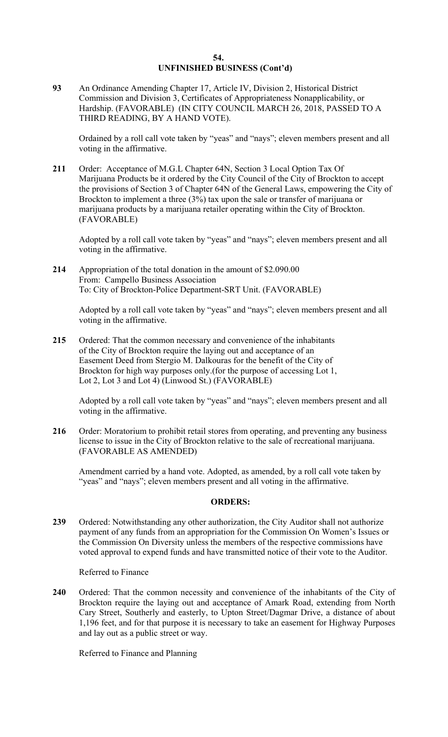## UNFINISHED BUSINESS (Cont'd)

**93** An Ordinance Amending Chapter 17, Article IV, Division 2, Historical District Commission and Division 3, Certificates of Appropriateness Nonapplicability, or Hardship. (FAVORABLE) (IN CITY COUNCIL MARCH 26, 2018, PASSED TO A THIRD READING, BY A HAND VOTE).

Ordained by a roll call vote taken by "yeas" and "nays"; eleven members present and all voting in the affirmative.

**211** Order: Acceptance of M.G.L Chapter 64N, Section 3 Local Option Tax Of Marijuana Products be it ordered by the City Council of the City of Brockton to accept the provisions of Section 3 of Chapter 64N of the General Laws, empowering the City of Brockton to implement a three (3%) tax upon the sale or transfer of marijuana or marijuana products by a marijuana retailer operating within the City of Brockton. (FAVORABLE)

Adopted by a roll call vote taken by "yeas" and "nays"; eleven members present and all voting in the affirmative.

**214** Appropriation of the total donation in the amount of $2.090.00
From: Campello Business Association
To: City of Brockton-Police Department-SRT Unit. (FAVORABLE)

Adopted by a roll call vote taken by "yeas" and "nays"; eleven members present and all voting in the affirmative.

**215** Ordered: That the common necessary and convenience of the inhabitants of the City of Brockton require the laying out and acceptance of an Easement Deed from Stergio M. Dalkouras for the benefit of the City of Brockton for high way purposes only.(for the purpose of accessing Lot 1, Lot 2, Lot 3 and Lot 4) (Linwood St.) (FAVORABLE)

Adopted by a roll call vote taken by "yeas" and "nays"; eleven members present and all voting in the affirmative.

**216** Order: Moratorium to prohibit retail stores from operating, and preventing any business license to issue in the City of Brockton relative to the sale of recreational marijuana. (FAVORABLE AS AMENDED)

Amendment carried by a hand vote. Adopted, as amended, by a roll call vote taken by "yeas" and "nays"; eleven members present and all voting in the affirmative.

### ORDERS:

**239** Ordered: Notwithstanding any other authorization, the City Auditor shall not authorize payment of any funds from an appropriation for the Commission On Women's Issues or the Commission On Diversity unless the members of the respective commissions have voted approval to expend funds and have transmitted notice of their vote to the Auditor.

Referred to Finance

**240** Ordered: That the common necessity and convenience of the inhabitants of the City of Brockton require the laying out and acceptance of Amark Road, extending from North Cary Street, Southerly and easterly, to Upton Street/Dagmar Drive, a distance of about 1,196 feet, and for that purpose it is necessary to take an easement for Highway Purposes and lay out as a public street or way.

Referred to Finance and Planning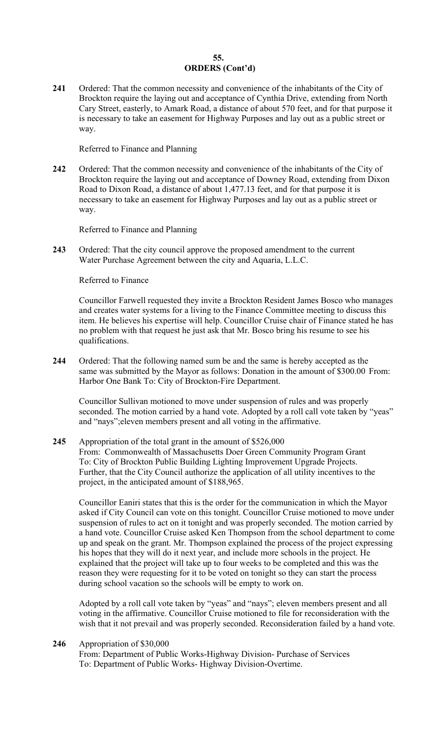## ORDERS (Cont'd)

**241** Ordered: That the common necessity and convenience of the inhabitants of the City of Brockton require the laying out and acceptance of Cynthia Drive, extending from North Cary Street, easterly, to Amark Road, a distance of about 570 feet, and for that purpose it is necessary to take an easement for Highway Purposes and lay out as a public street or way.

Referred to Finance and Planning

**242** Ordered: That the common necessity and convenience of the inhabitants of the City of Brockton require the laying out and acceptance of Downey Road, extending from Dixon Road to Dixon Road, a distance of about 1,477.13 feet, and for that purpose it is necessary to take an easement for Highway Purposes and lay out as a public street or way.

Referred to Finance and Planning

**243** Ordered: That the city council approve the proposed amendment to the current Water Purchase Agreement between the city and Aquaria, L.L.C.

Referred to Finance

Councillor Farwell requested they invite a Brockton Resident James Bosco who manages and creates water systems for a living to the Finance Committee meeting to discuss this item. He believes his expertise will help. Councillor Cruise chair of Finance stated he has no problem with that request he just ask that Mr. Bosco bring his resume to see his qualifications.

**244** Ordered: That the following named sum be and the same is hereby accepted as the same was submitted by the Mayor as follows: Donation in the amount of $300.00 From: Harbor One Bank To: City of Brockton-Fire Department.

Councillor Sullivan motioned to move under suspension of rules and was properly seconded. The motion carried by a hand vote. Adopted by a roll call vote taken by "yeas" and "nays";eleven members present and all voting in the affirmative.

**245** Appropriation of the total grant in the amount of $526,000
From: Commonwealth of Massachusetts Doer Green Community Program Grant
To: City of Brockton Public Building Lighting Improvement Upgrade Projects.
Further, that the City Council authorize the application of all utility incentives to the project, in the anticipated amount of $188,965.

Councillor Eaniri states that this is the order for the communication in which the Mayor asked if City Council can vote on this tonight. Councillor Cruise motioned to move under suspension of rules to act on it tonight and was properly seconded. The motion carried by a hand vote. Councillor Cruise asked Ken Thompson from the school department to come up and speak on the grant. Mr. Thompson explained the process of the project expressing his hopes that they will do it next year, and include more schools in the project. He explained that the project will take up to four weeks to be completed and this was the reason they were requesting for it to be voted on tonight so they can start the process during school vacation so the schools will be empty to work on.

Adopted by a roll call vote taken by "yeas" and "nays"; eleven members present and all voting in the affirmative. Councillor Cruise motioned to file for reconsideration with the wish that it not prevail and was properly seconded. Reconsideration failed by a hand vote.

**246** Appropriation of $30,000
From: Department of Public Works-Highway Division- Purchase of Services
To: Department of Public Works- Highway Division-Overtime.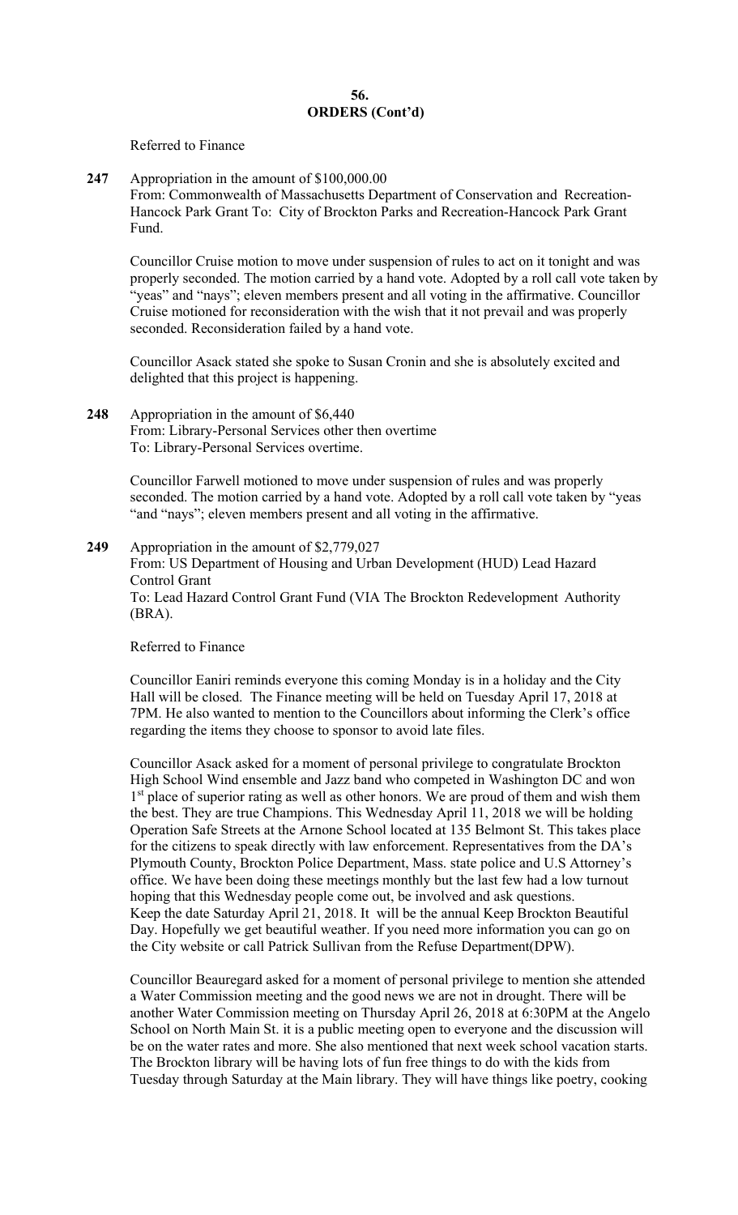# 56.
## ORDERS (Cont'd)

Referred to Finance

**247** Appropriation in the amount of $100,000.00
From: Commonwealth of Massachusetts Department of Conservation and Recreation-Hancock Park Grant To: City of Brockton Parks and Recreation-Hancock Park Grant Fund.

Councillor Cruise motion to move under suspension of rules to act on it tonight and was properly seconded. The motion carried by a hand vote. Adopted by a roll call vote taken by "yeas" and "nays"; eleven members present and all voting in the affirmative. Councillor Cruise motioned for reconsideration with the wish that it not prevail and was properly seconded. Reconsideration failed by a hand vote.

Councillor Asack stated she spoke to Susan Cronin and she is absolutely excited and delighted that this project is happening.

**248** Appropriation in the amount of $6,440
From: Library-Personal Services other then overtime
To: Library-Personal Services overtime.

Councillor Farwell motioned to move under suspension of rules and was properly seconded. The motion carried by a hand vote. Adopted by a roll call vote taken by "yeas "and "nays"; eleven members present and all voting in the affirmative.

**249** Appropriation in the amount of $2,779,027
From: US Department of Housing and Urban Development (HUD) Lead Hazard Control Grant
To: Lead Hazard Control Grant Fund (VIA The Brockton Redevelopment Authority (BRA).

Referred to Finance

Councillor Eaniri reminds everyone this coming Monday is in a holiday and the City Hall will be closed. The Finance meeting will be held on Tuesday April 17, 2018 at 7PM. He also wanted to mention to the Councillors about informing the Clerk's office regarding the items they choose to sponsor to avoid late files.

Councillor Asack asked for a moment of personal privilege to congratulate Brockton High School Wind ensemble and Jazz band who competed in Washington DC and won 1st place of superior rating as well as other honors. We are proud of them and wish them the best. They are true Champions. This Wednesday April 11, 2018 we will be holding Operation Safe Streets at the Arnone School located at 135 Belmont St. This takes place for the citizens to speak directly with law enforcement. Representatives from the DA's Plymouth County, Brockton Police Department, Mass. state police and U.S Attorney's office. We have been doing these meetings monthly but the last few had a low turnout hoping that this Wednesday people come out, be involved and ask questions.
Keep the date Saturday April 21, 2018. It will be the annual Keep Brockton Beautiful Day. Hopefully we get beautiful weather. If you need more information you can go on the City website or call Patrick Sullivan from the Refuse Department(DPW).

Councillor Beauregard asked for a moment of personal privilege to mention she attended a Water Commission meeting and the good news we are not in drought. There will be another Water Commission meeting on Thursday April 26, 2018 at 6:30PM at the Angelo School on North Main St. it is a public meeting open to everyone and the discussion will be on the water rates and more. She also mentioned that next week school vacation starts. The Brockton library will be having lots of fun free things to do with the kids from Tuesday through Saturday at the Main library. They will have things like poetry, cooking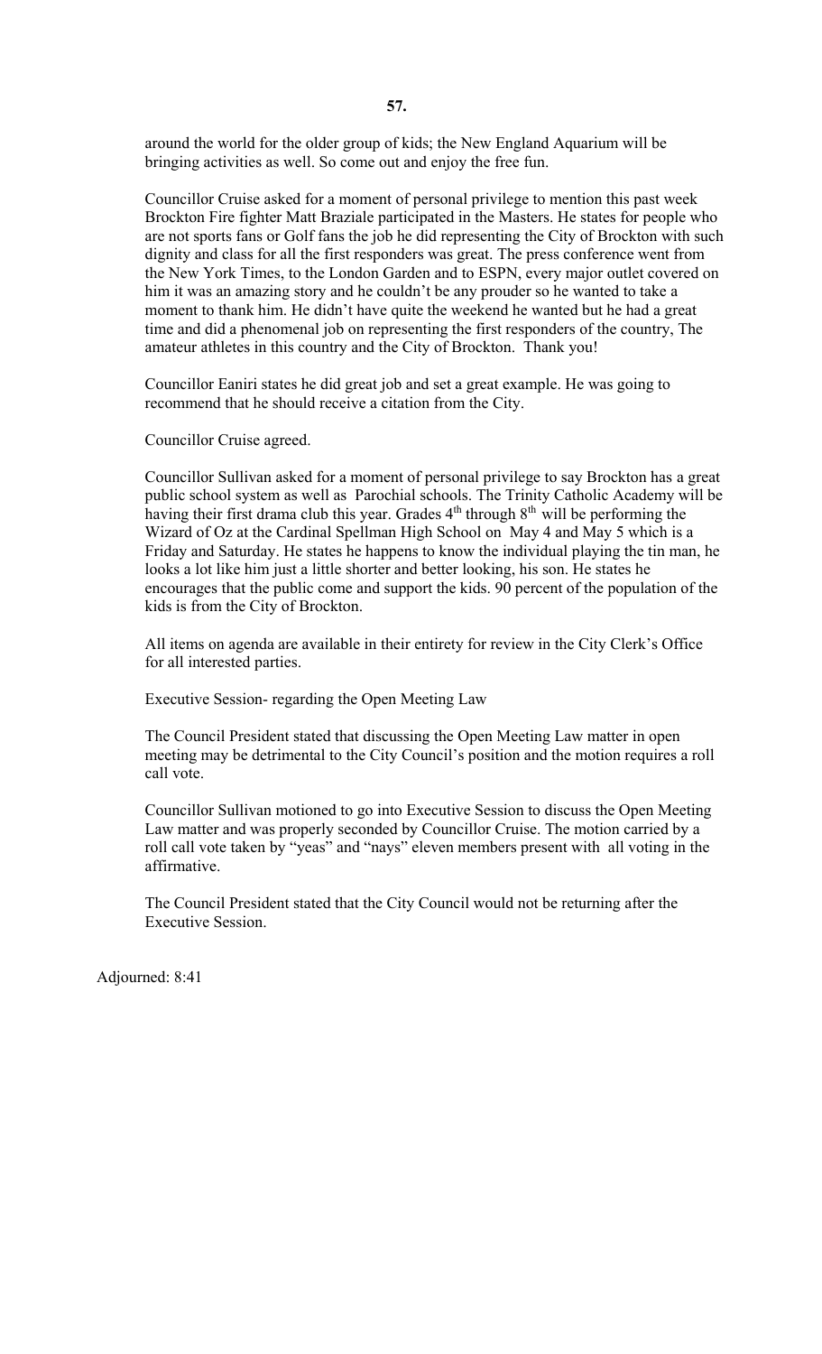around the world for the older group of kids; the New England Aquarium will be bringing activities as well. So come out and enjoy the free fun.

Councillor Cruise asked for a moment of personal privilege to mention this past week Brockton Fire fighter Matt Braziale participated in the Masters. He states for people who are not sports fans or Golf fans the job he did representing the City of Brockton with such dignity and class for all the first responders was great. The press conference went from the New York Times, to the London Garden and to ESPN, every major outlet covered on him it was an amazing story and he couldn't be any prouder so he wanted to take a moment to thank him. He didn't have quite the weekend he wanted but he had a great time and did a phenomenal job on representing the first responders of the country, The amateur athletes in this country and the City of Brockton. Thank you!

Councillor Eaniri states he did great job and set a great example. He was going to recommend that he should receive a citation from the City.

Councillor Cruise agreed.

Councillor Sullivan asked for a moment of personal privilege to say Brockton has a great public school system as well as Parochial schools. The Trinity Catholic Academy will be having their first drama club this year. Grades 4th through 8th will be performing the Wizard of Oz at the Cardinal Spellman High School on May 4 and May 5 which is a Friday and Saturday. He states he happens to know the individual playing the tin man, he looks a lot like him just a little shorter and better looking, his son. He states he encourages that the public come and support the kids. 90 percent of the population of the kids is from the City of Brockton.

All items on agenda are available in their entirety for review in the City Clerk's Office for all interested parties.

Executive Session- regarding the Open Meeting Law

The Council President stated that discussing the Open Meeting Law matter in open meeting may be detrimental to the City Council's position and the motion requires a roll call vote.

Councillor Sullivan motioned to go into Executive Session to discuss the Open Meeting Law matter and was properly seconded by Councillor Cruise. The motion carried by a roll call vote taken by "yeas" and "nays" eleven members present with all voting in the affirmative.

The Council President stated that the City Council would not be returning after the Executive Session.

Adjourned: 8:41